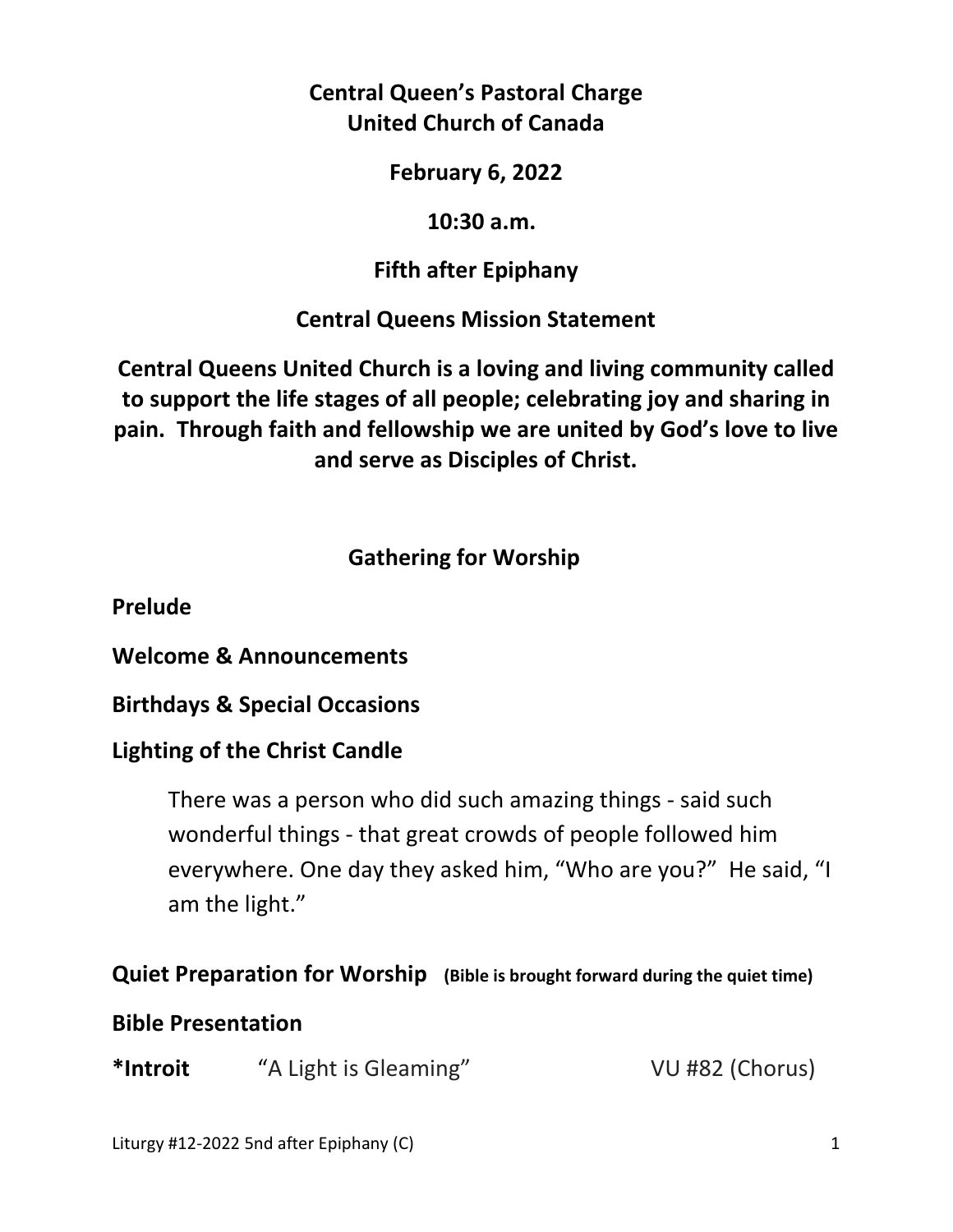# Central Queen's Pastoral Charge
# United Church of Canada

**February 6, 2022**

**10:30 a.m.**

**Fifth after Epiphany**

## Central Queens Mission Statement

**Central Queens United Church is a loving and living community called to support the life stages of all people; celebrating joy and sharing in pain. Through faith and fellowship we are united by God's love to live and serve as Disciples of Christ.**

## Gathering for Worship

**Prelude**

**Welcome & Announcements**

**Birthdays & Special Occasions**

**Lighting of the Christ Candle**

> There was a person who did such amazing things - said such wonderful things - that great crowds of people followed him everywhere. One day they asked him, "Who are you?" He said, "I am the light."

**Quiet Preparation for Worship** **(Bible is brought forward during the quiet time)**

**Bible Presentation**

**\*Introit** "A Light is Gleaming" VU #82 (Chorus)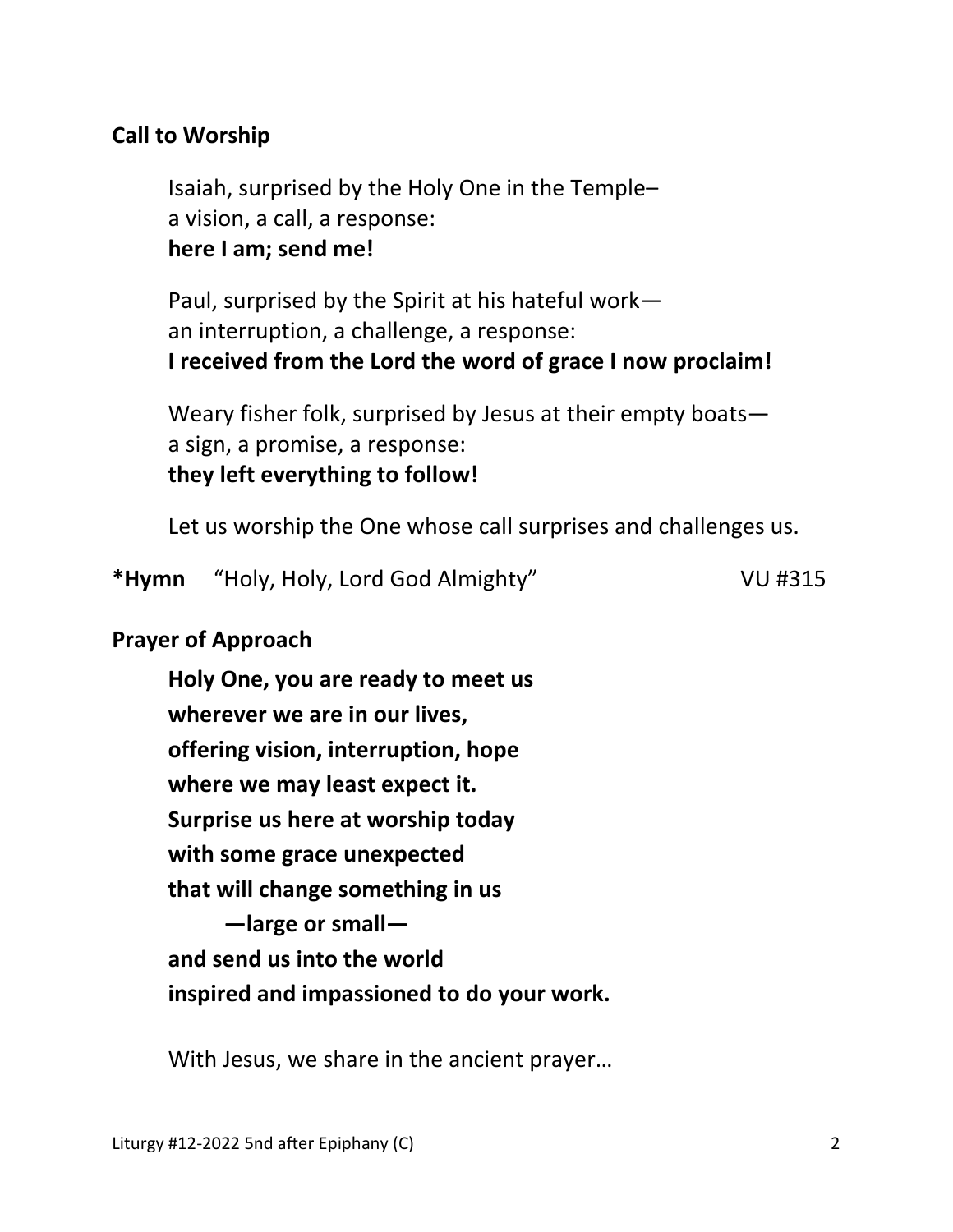**Call to Worship**

Isaiah, surprised by the Holy One in the Temple–
a vision, a call, a response:
**here I am; send me!**

Paul, surprised by the Spirit at his hateful work—
an interruption, a challenge, a response:
**I received from the Lord the word of grace I now proclaim!**

Weary fisher folk, surprised by Jesus at their empty boats—
a sign, a promise, a response:
**they left everything to follow!**

Let us worship the One whose call surprises and challenges us.

**\*Hymn** "Holy, Holy, Lord God Almighty" VU #315

**Prayer of Approach**

**Holy One, you are ready to meet us**
**wherever we are in our lives,**
**offering vision, interruption, hope**
**where we may least expect it.**
**Surprise us here at worship today**
**with some grace unexpected**
**that will change something in us**
**—large or small—**
**and send us into the world**
**inspired and impassioned to do your work.**

With Jesus, we share in the ancient prayer…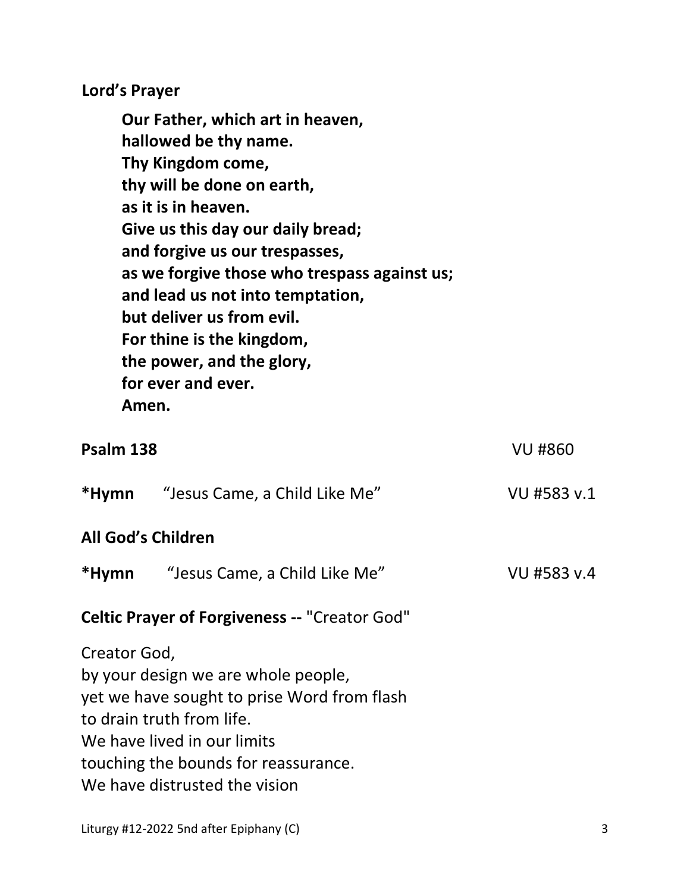**Lord's Prayer**

> **Our Father, which art in heaven,**
> **hallowed be thy name.**
> **Thy Kingdom come,**
> **thy will be done on earth,**
> **as it is in heaven.**
> **Give us this day our daily bread;**
> **and forgive us our trespasses,**
> **as we forgive those who trespass against us;**
> **and lead us not into temptation,**
> **but deliver us from evil.**
> **For thine is the kingdom,**
> **the power, and the glory,**
> **for ever and ever.**
> **Amen.**

**Psalm 138** VU #860

***Hymn** "Jesus Came, a Child Like Me" VU #583 v.1

**All God's Children**

***Hymn** "Jesus Came, a Child Like Me" VU #583 v.4

**Celtic Prayer of Forgiveness --** "Creator God"

Creator God,
by your design we are whole people,
yet we have sought to prise Word from flash
to drain truth from life.
We have lived in our limits
touching the bounds for reassurance.
We have distrusted the vision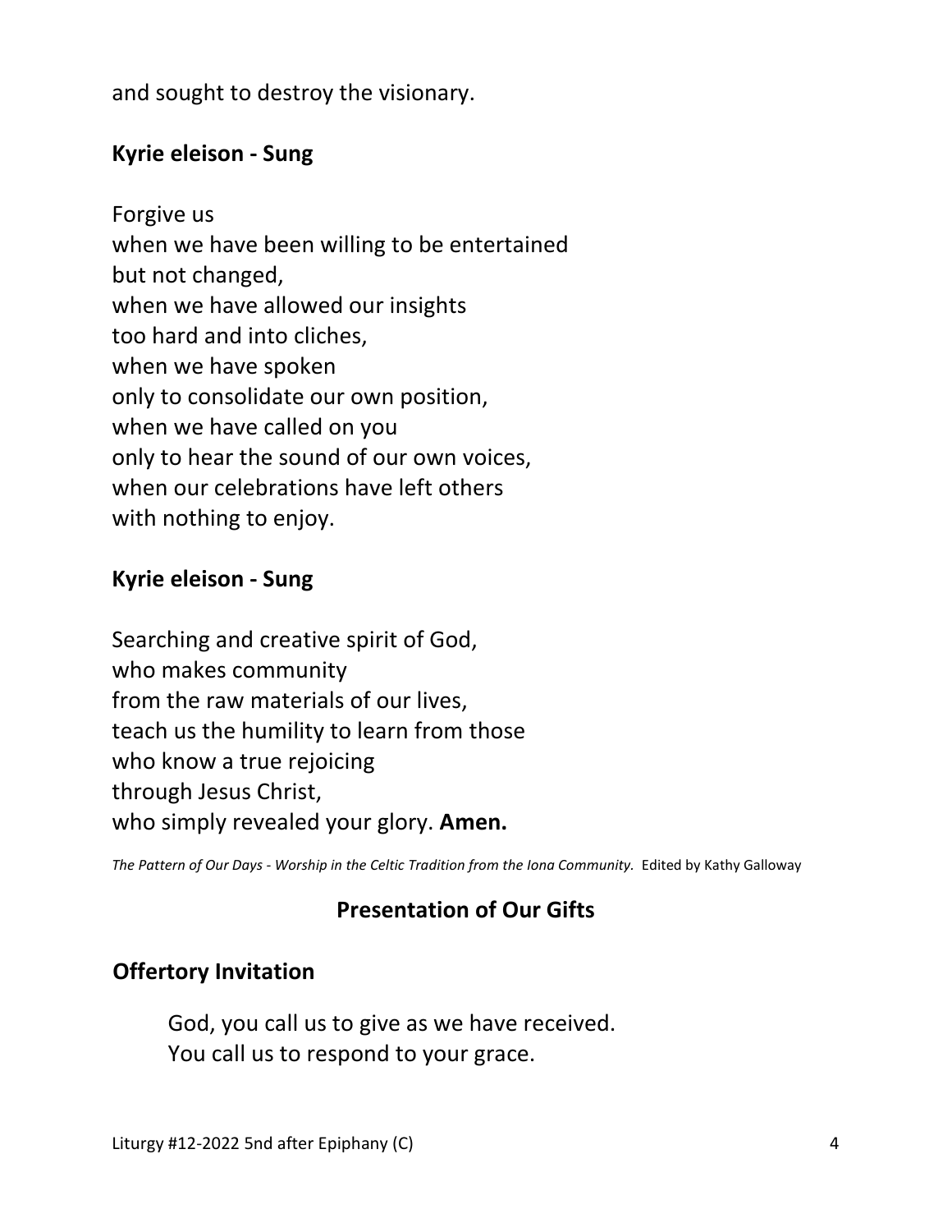and sought to destroy the visionary.

**Kyrie eleison - Sung**

Forgive us  
when we have been willing to be entertained  
but not changed,  
when we have allowed our insights  
too hard and into cliches,  
when we have spoken  
only to consolidate our own position,  
when we have called on you  
only to hear the sound of our own voices,  
when our celebrations have left others  
with nothing to enjoy.

**Kyrie eleison - Sung**

Searching and creative spirit of God,  
who makes community  
from the raw materials of our lives,  
teach us the humility to learn from those  
who know a true rejoicing  
through Jesus Christ,  
who simply revealed your glory. **Amen.**

*The Pattern of Our Days - Worship in the Celtic Tradition from the Iona Community.* Edited by Kathy Galloway

## Presentation of Our Gifts

**Offertory Invitation**

God, you call us to give as we have received.  
You call us to respond to your grace.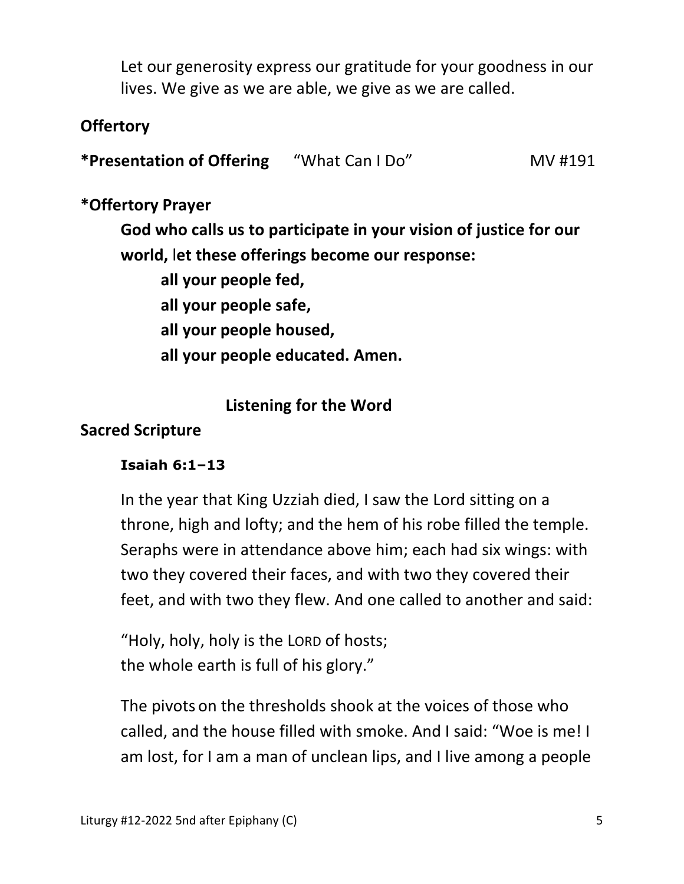Let our generosity express our gratitude for your goodness in our lives. We give as we are able, we give as we are called.

**Offertory**

**\*Presentation of Offering** "What Can I Do" MV #191

**\*Offertory Prayer**

**God who calls us to participate in your vision of justice for our world, let these offerings become our response:**

**all your people fed,**
**all your people safe,**
**all your people housed,**
**all your people educated. Amen.**

## Listening for the Word

**Sacred Scripture**

**Isaiah 6:1–13**

In the year that King Uzziah died, I saw the Lord sitting on a throne, high and lofty; and the hem of his robe filled the temple. Seraphs were in attendance above him; each had six wings: with two they covered their faces, and with two they covered their feet, and with two they flew. And one called to another and said:

"Holy, holy, holy is the LORD of hosts;
the whole earth is full of his glory."

The pivots on the thresholds shook at the voices of those who called, and the house filled with smoke. And I said: "Woe is me! I am lost, for I am a man of unclean lips, and I live among a people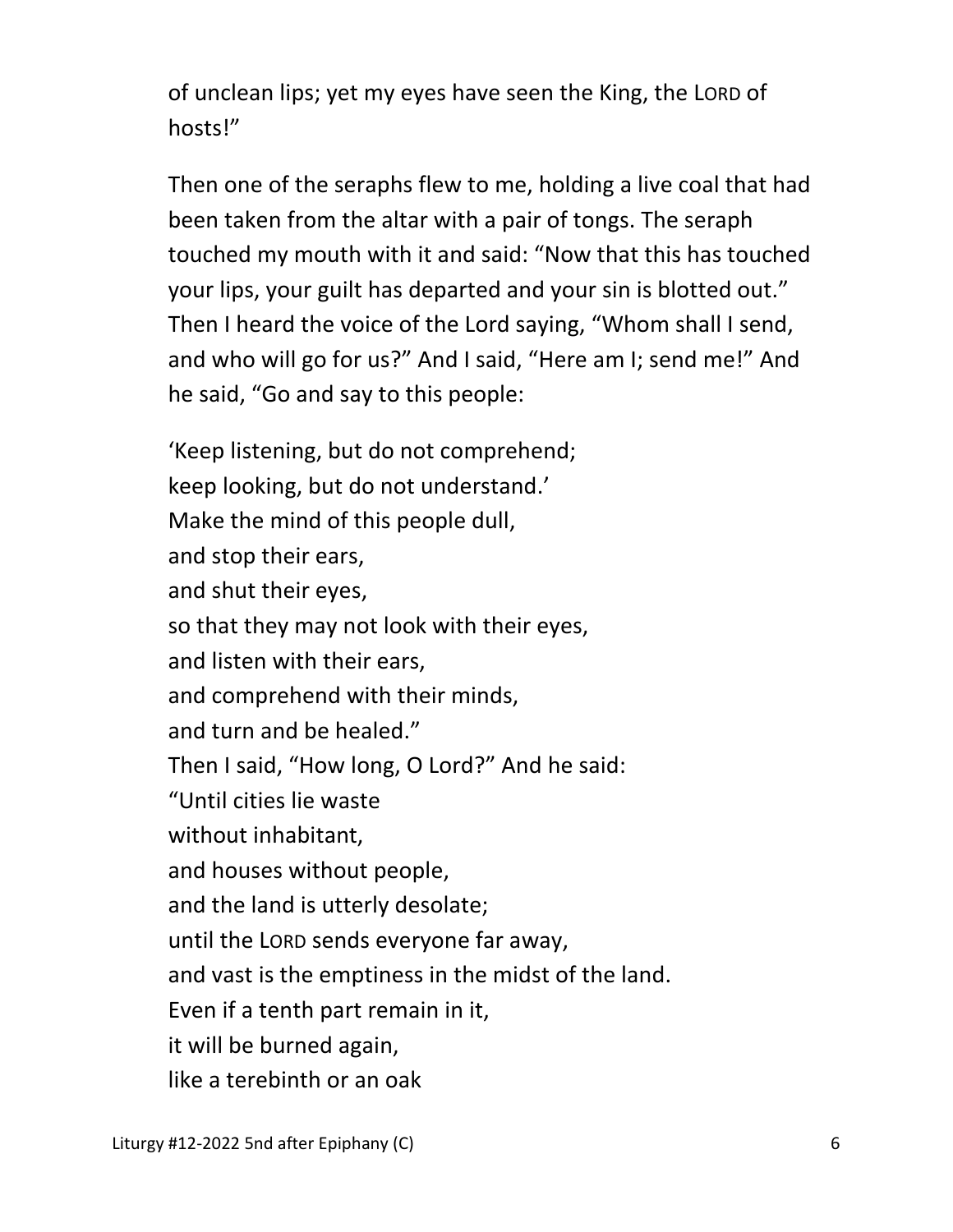of unclean lips; yet my eyes have seen the King, the LORD of hosts!"

Then one of the seraphs flew to me, holding a live coal that had been taken from the altar with a pair of tongs. The seraph touched my mouth with it and said: "Now that this has touched your lips, your guilt has departed and your sin is blotted out." Then I heard the voice of the Lord saying, "Whom shall I send, and who will go for us?" And I said, "Here am I; send me!" And he said, "Go and say to this people:

'Keep listening, but do not comprehend;  
keep looking, but do not understand.'  
Make the mind of this people dull,  
and stop their ears,  
and shut their eyes,  
so that they may not look with their eyes,  
and listen with their ears,  
and comprehend with their minds,  
and turn and be healed."  
Then I said, "How long, O Lord?" And he said:  
"Until cities lie waste  
without inhabitant,  
and houses without people,  
and the land is utterly desolate;  
until the LORD sends everyone far away,  
and vast is the emptiness in the midst of the land.  
Even if a tenth part remain in it,  
it will be burned again,  
like a terebinth or an oak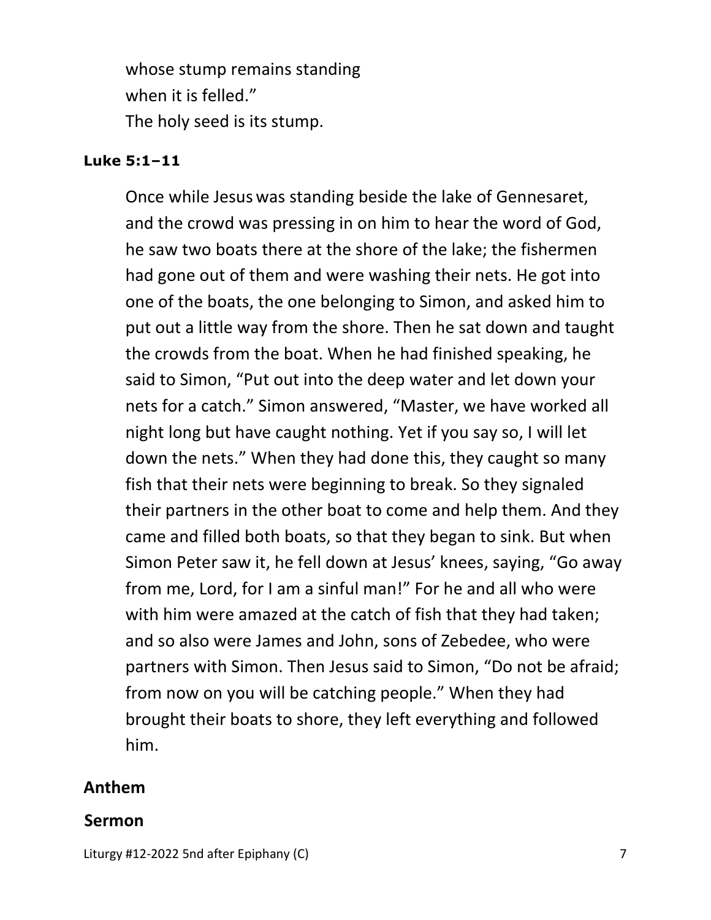whose stump remains standing  
when it is felled."  
The holy seed is its stump.

**Luke 5:1–11**

Once while Jesus was standing beside the lake of Gennesaret, and the crowd was pressing in on him to hear the word of God, he saw two boats there at the shore of the lake; the fishermen had gone out of them and were washing their nets. He got into one of the boats, the one belonging to Simon, and asked him to put out a little way from the shore. Then he sat down and taught the crowds from the boat. When he had finished speaking, he said to Simon, "Put out into the deep water and let down your nets for a catch." Simon answered, "Master, we have worked all night long but have caught nothing. Yet if you say so, I will let down the nets." When they had done this, they caught so many fish that their nets were beginning to break. So they signaled their partners in the other boat to come and help them. And they came and filled both boats, so that they began to sink. But when Simon Peter saw it, he fell down at Jesus' knees, saying, "Go away from me, Lord, for I am a sinful man!" For he and all who were with him were amazed at the catch of fish that they had taken; and so also were James and John, sons of Zebedee, who were partners with Simon. Then Jesus said to Simon, "Do not be afraid; from now on you will be catching people." When they had brought their boats to shore, they left everything and followed him.

## Anthem

## Sermon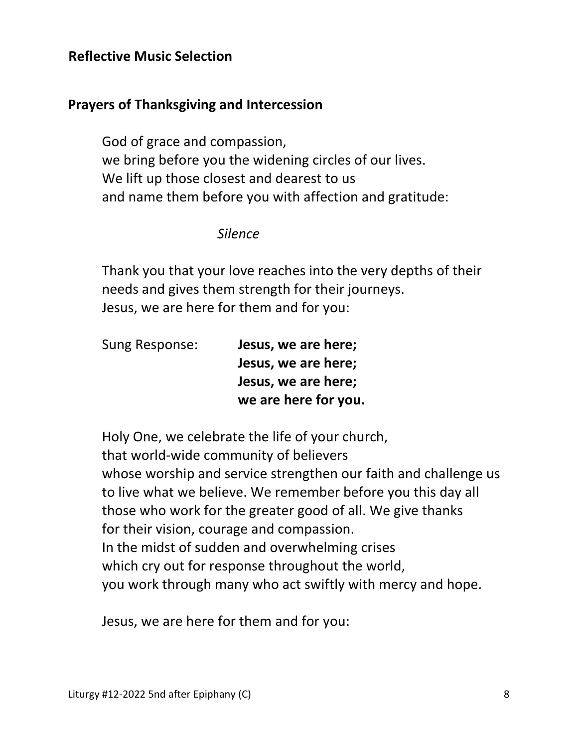**Reflective Music Selection**

**Prayers of Thanksgiving and Intercession**

God of grace and compassion,
we bring before you the widening circles of our lives.
We lift up those closest and dearest to us
and name them before you with affection and gratitude:

*Silence*

Thank you that your love reaches into the very depths of their needs and gives them strength for their journeys.
Jesus, we are here for them and for you:

Sung Response: **Jesus, we are here;**
**Jesus, we are here;**
**Jesus, we are here;**
**we are here for you.**

Holy One, we celebrate the life of your church,
that world-wide community of believers
whose worship and service strengthen our faith and challenge us to live what we believe. We remember before you this day all those who work for the greater good of all. We give thanks for their vision, courage and compassion.
In the midst of sudden and overwhelming crises
which cry out for response throughout the world,
you work through many who act swiftly with mercy and hope.

Jesus, we are here for them and for you: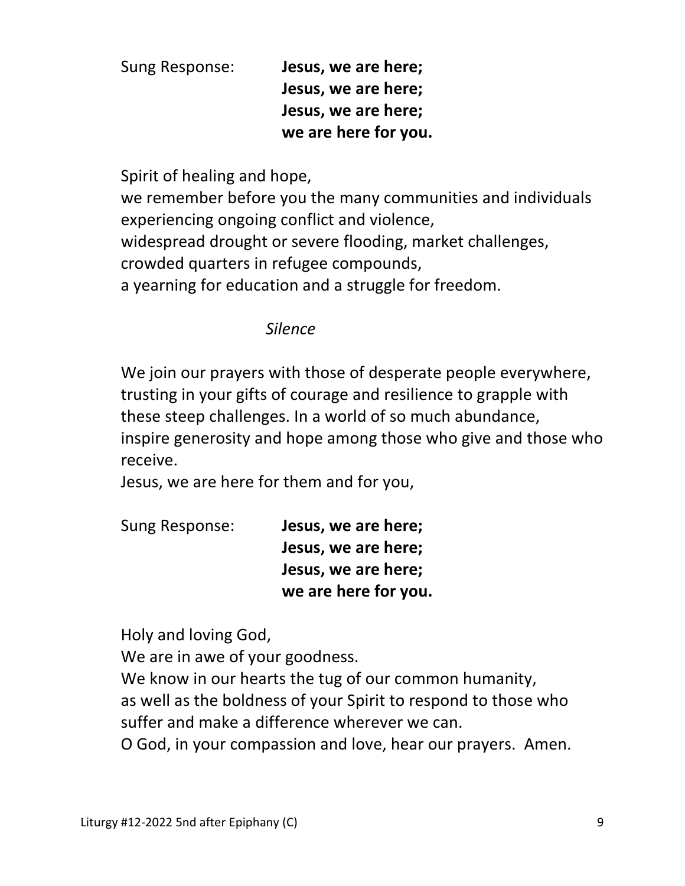Sung Response: **Jesus, we are here;**
**Jesus, we are here;**
**Jesus, we are here;**
**we are here for you.**

Spirit of healing and hope,
we remember before you the many communities and individuals experiencing ongoing conflict and violence,
widespread drought or severe flooding, market challenges,
crowded quarters in refugee compounds,
a yearning for education and a struggle for freedom.

*Silence*

We join our prayers with those of desperate people everywhere, trusting in your gifts of courage and resilience to grapple with these steep challenges. In a world of so much abundance, inspire generosity and hope among those who give and those who receive.
Jesus, we are here for them and for you,

Sung Response: **Jesus, we are here;**
**Jesus, we are here;**
**Jesus, we are here;**
**we are here for you.**

Holy and loving God,
We are in awe of your goodness.
We know in our hearts the tug of our common humanity,
as well as the boldness of your Spirit to respond to those who suffer and make a difference wherever we can.
O God, in your compassion and love, hear our prayers. Amen.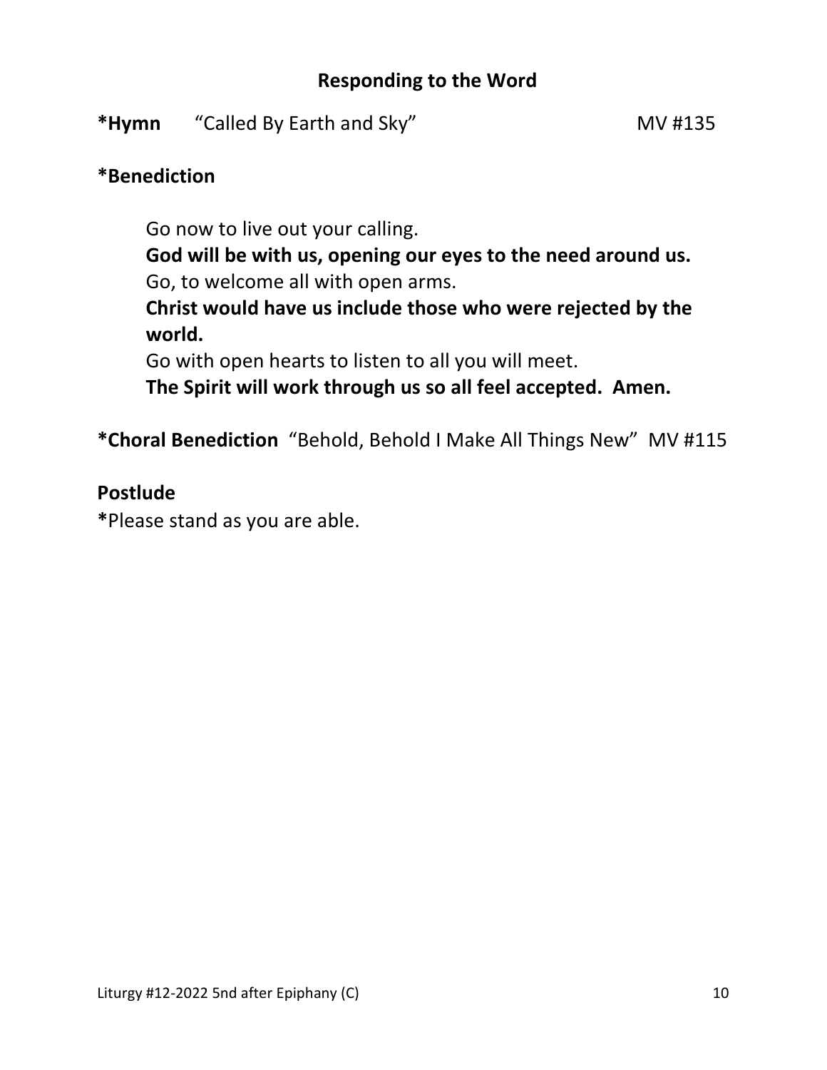### Responding to the Word

**\*Hymn** "Called By Earth and Sky" MV #135

**\*Benediction**

Go now to live out your calling.
**God will be with us, opening our eyes to the need around us.**
Go, to welcome all with open arms.
**Christ would have us include those who were rejected by the world.**
Go with open hearts to listen to all you will meet.
**The Spirit will work through us so all feel accepted. Amen.**

**\*Choral Benediction** "Behold, Behold I Make All Things New" MV #115

**Postlude**

**\***Please stand as you are able.